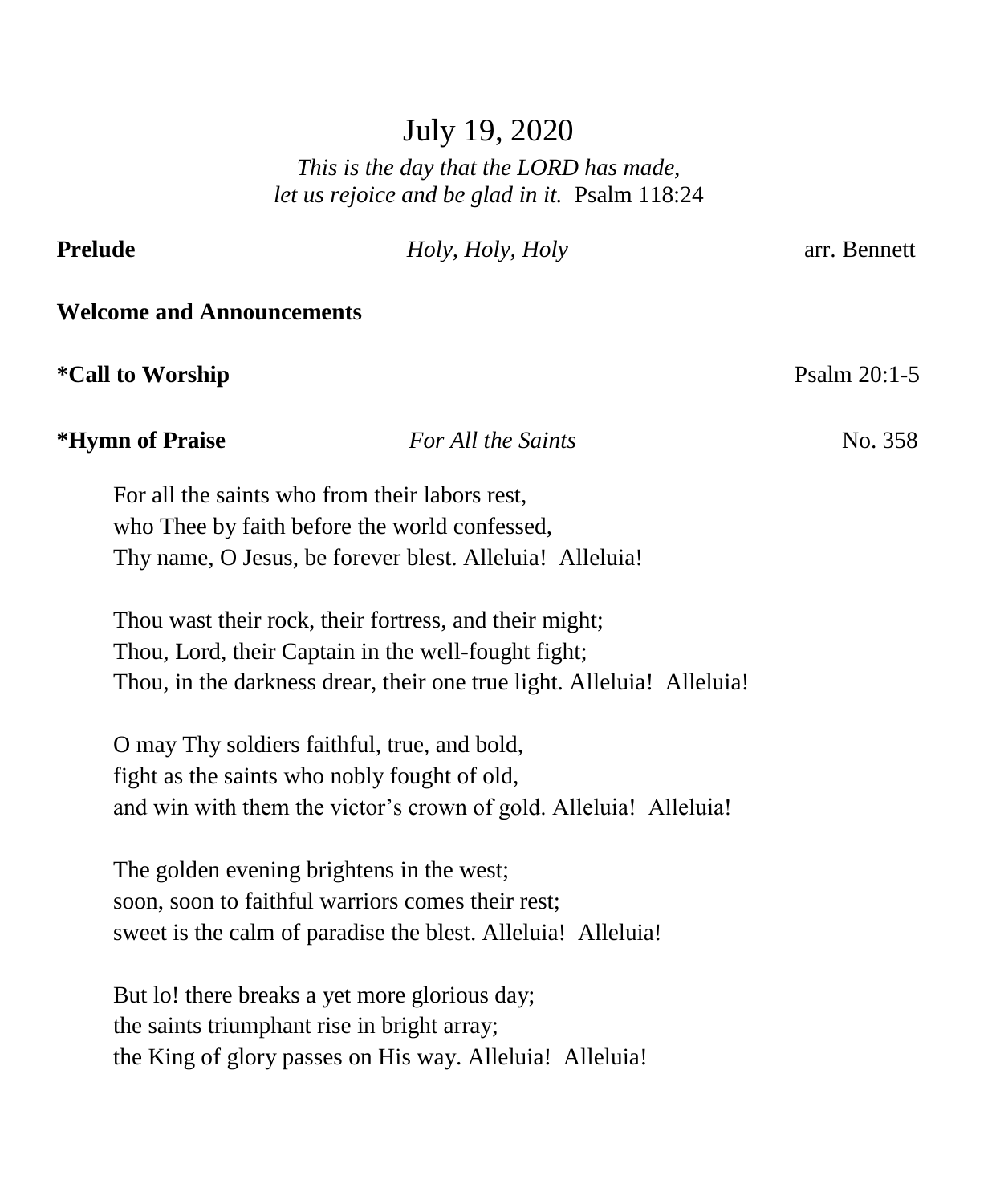# July 19, 2020

*This is the day that the LORD has made,*
*let us rejoice and be glad in it.* Psalm 118:24

**Prelude** *Holy, Holy, Holy* arr. Bennett

**Welcome and Announcements**

***Call to Worship** Psalm 20:1-5

***Hymn of Praise** *For All the Saints* No. 358

For all the saints who from their labors rest,
who Thee by faith before the world confessed,
Thy name, O Jesus, be forever blest. Alleluia! Alleluia!

Thou wast their rock, their fortress, and their might;
Thou, Lord, their Captain in the well-fought fight;
Thou, in the darkness drear, their one true light. Alleluia! Alleluia!

O may Thy soldiers faithful, true, and bold,
fight as the saints who nobly fought of old,
and win with them the victor's crown of gold. Alleluia! Alleluia!

The golden evening brightens in the west;
soon, soon to faithful warriors comes their rest;
sweet is the calm of paradise the blest. Alleluia! Alleluia!

But lo! there breaks a yet more glorious day;
the saints triumphant rise in bright array;
the King of glory passes on His way. Alleluia! Alleluia!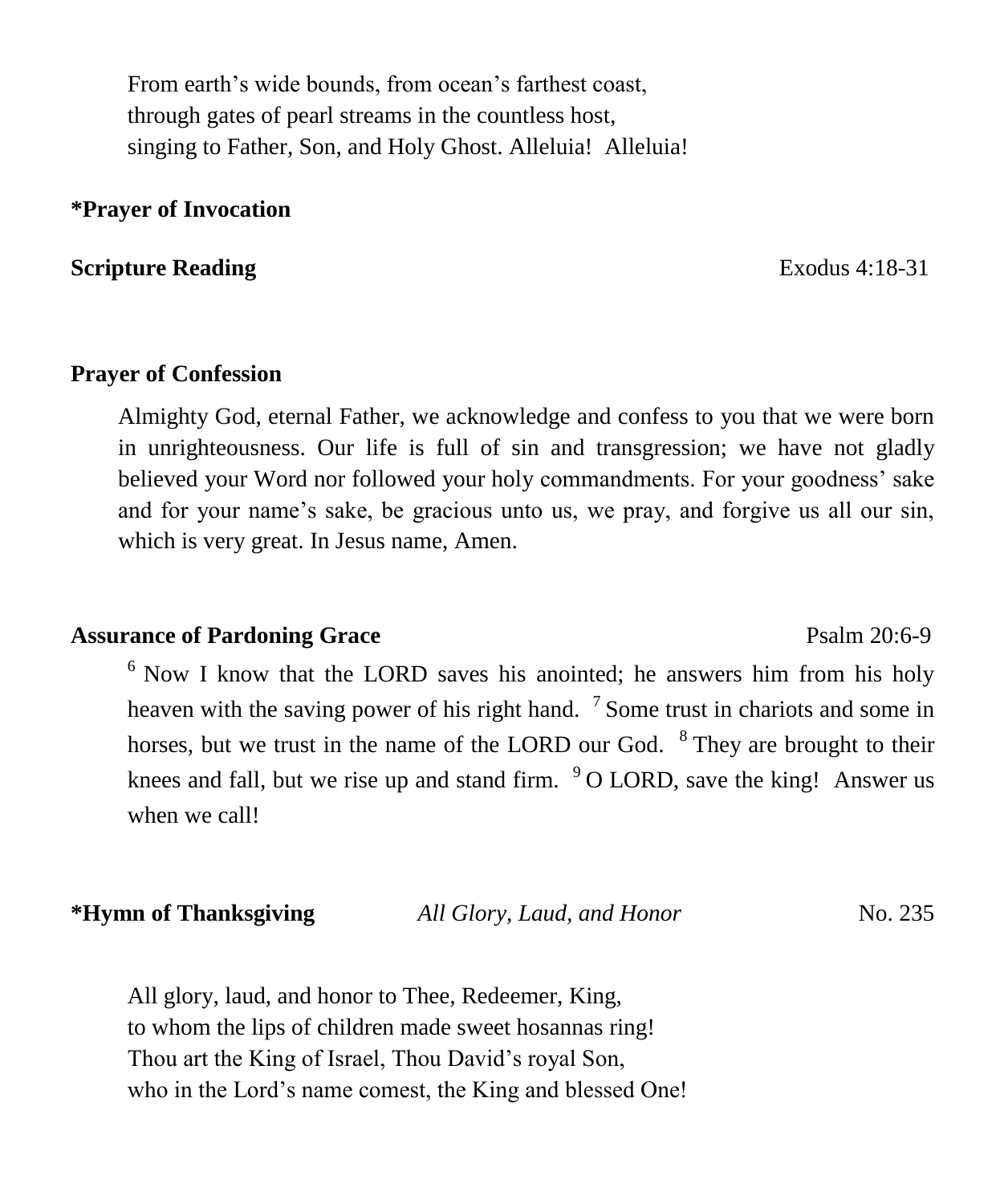From earth's wide bounds, from ocean's farthest coast,
through gates of pearl streams in the countless host,
singing to Father, Son, and Holy Ghost. Alleluia! Alleluia!

**\*Prayer of Invocation**

**Scripture Reading** Exodus 4:18-31

**Prayer of Confession**

Almighty God, eternal Father, we acknowledge and confess to you that we were born in unrighteousness. Our life is full of sin and transgression; we have not gladly believed your Word nor followed your holy commandments. For your goodness' sake and for your name's sake, be gracious unto us, we pray, and forgive us all our sin, which is very great. In Jesus name, Amen.

**Assurance of Pardoning Grace** Psalm 20:6-9

[6] Now I know that the LORD saves his anointed; he answers him from his holy heaven with the saving power of his right hand. [7] Some trust in chariots and some in horses, but we trust in the name of the LORD our God. [8] They are brought to their knees and fall, but we rise up and stand firm. [9] O LORD, save the king! Answer us when we call!

**\*Hymn of Thanksgiving** *All Glory, Laud, and Honor* No. 235

All glory, laud, and honor to Thee, Redeemer, King,
to whom the lips of children made sweet hosannas ring!
Thou art the King of Israel, Thou David's royal Son,
who in the Lord's name comest, the King and blessed One!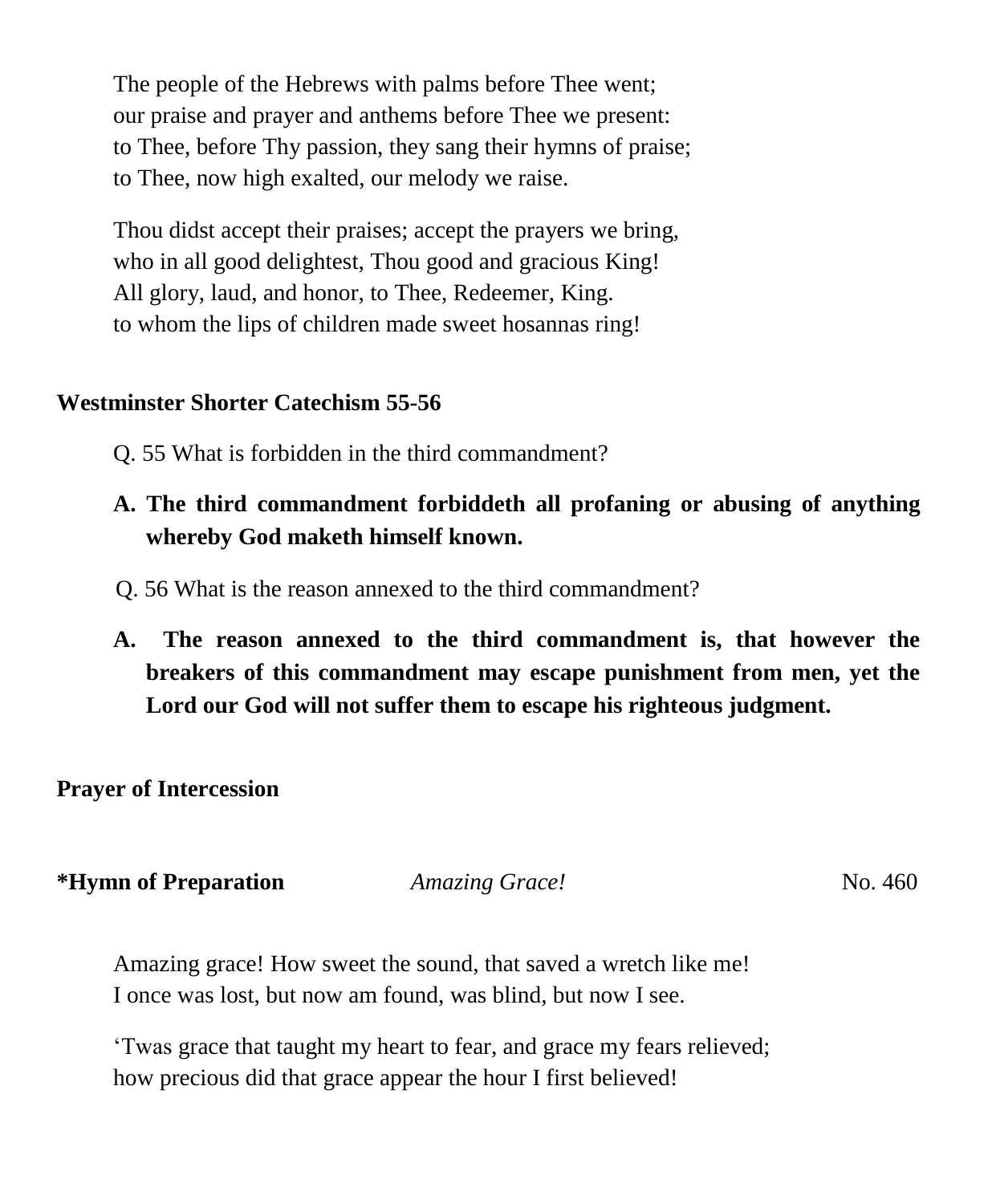The people of the Hebrews with palms before Thee went;
our praise and prayer and anthems before Thee we present:
to Thee, before Thy passion, they sang their hymns of praise;
to Thee, now high exalted, our melody we raise.

Thou didst accept their praises; accept the prayers we bring,
who in all good delightest, Thou good and gracious King!
All glory, laud, and honor, to Thee, Redeemer, King.
to whom the lips of children made sweet hosannas ring!

**Westminster Shorter Catechism 55-56**

Q. 55 What is forbidden in the third commandment?

**A. The third commandment forbiddeth all profaning or abusing of anything whereby God maketh himself known.**

Q. 56 What is the reason annexed to the third commandment?

**A. The reason annexed to the third commandment is, that however the breakers of this commandment may escape punishment from men, yet the Lord our God will not suffer them to escape his righteous judgment.**

**Prayer of Intercession**

**\*Hymn of Preparation** *Amazing Grace!* No. 460

Amazing grace! How sweet the sound, that saved a wretch like me!
I once was lost, but now am found, was blind, but now I see.

'Twas grace that taught my heart to fear, and grace my fears relieved;
how precious did that grace appear the hour I first believed!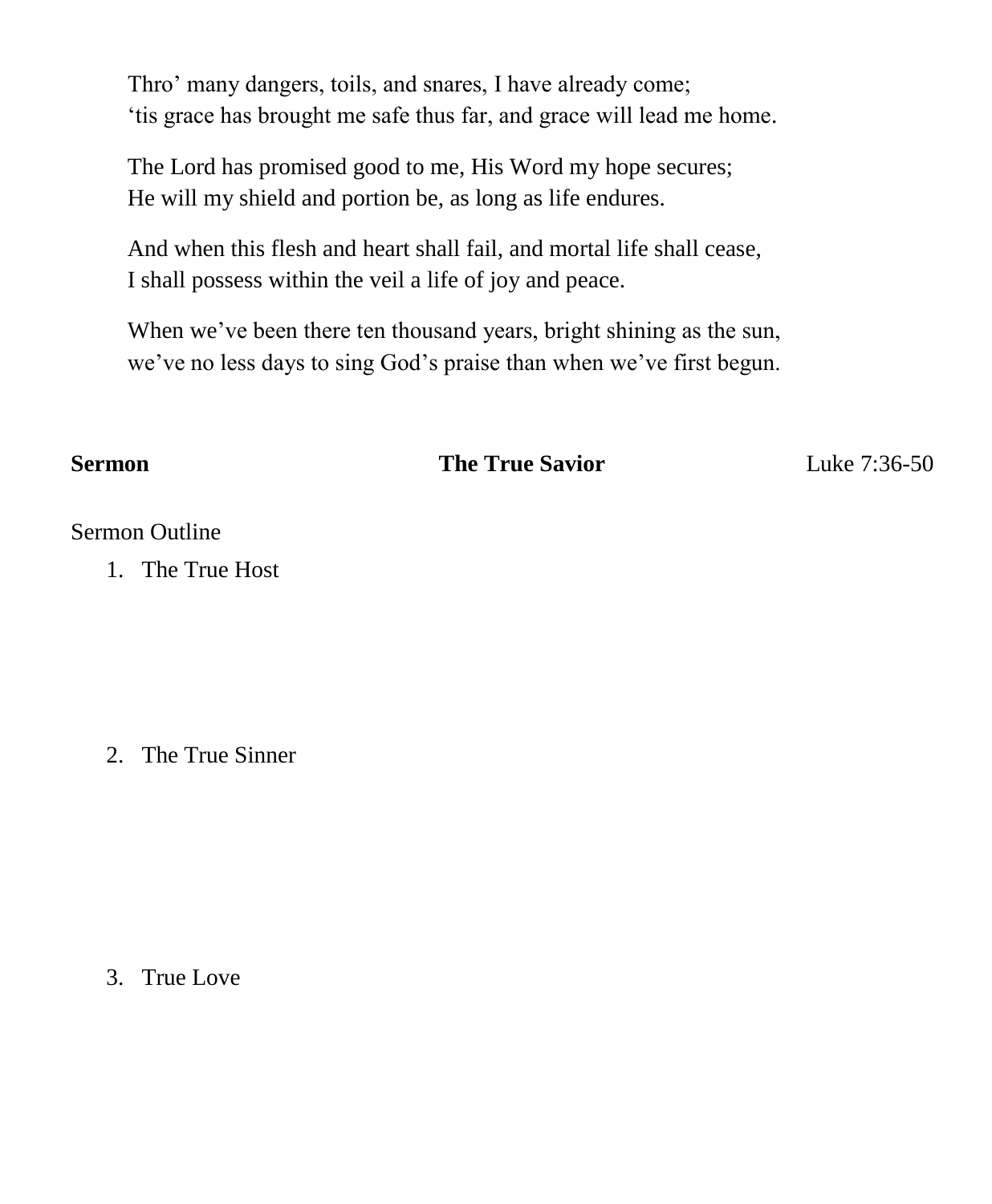Thro' many dangers, toils, and snares, I have already come;
'tis grace has brought me safe thus far, and grace will lead me home.

The Lord has promised good to me, His Word my hope secures;
He will my shield and portion be, as long as life endures.

And when this flesh and heart shall fail, and mortal life shall cease,
I shall possess within the veil a life of joy and peace.

When we've been there ten thousand years, bright shining as the sun,
we've no less days to sing God's praise than when we've first begun.

**Sermon** **The True Savior** Luke 7:36-50

Sermon Outline

1. The True Host

2. The True Sinner

3. True Love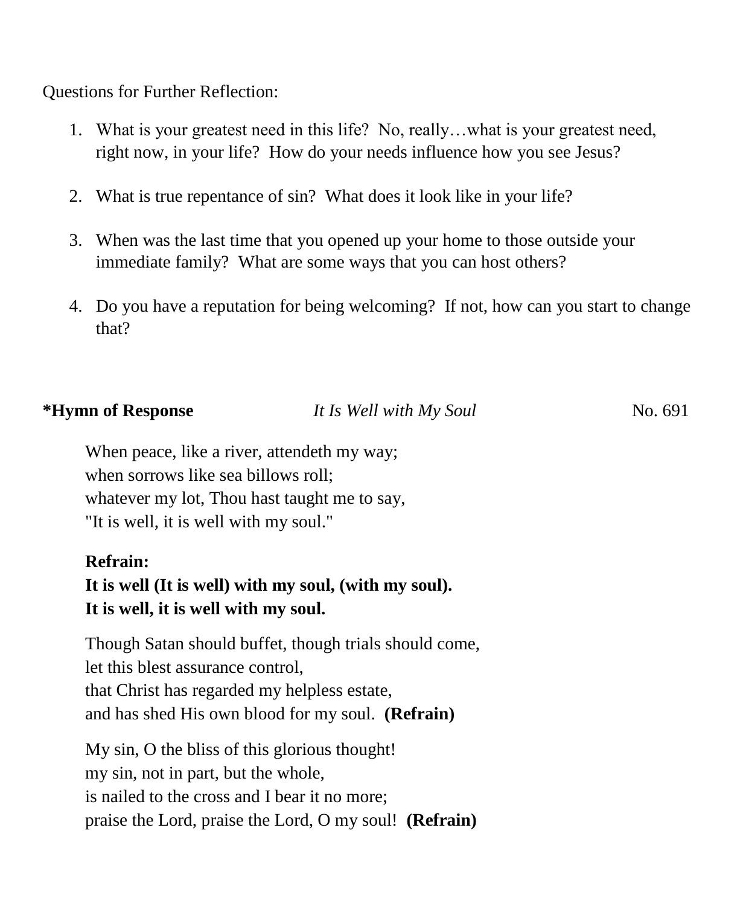Questions for Further Reflection:

1. What is your greatest need in this life? No, really…what is your greatest need, right now, in your life? How do your needs influence how you see Jesus?

2. What is true repentance of sin? What does it look like in your life?

3. When was the last time that you opened up your home to those outside your immediate family? What are some ways that you can host others?

4. Do you have a reputation for being welcoming? If not, how can you start to change that?

**\*Hymn of Response** *It Is Well with My Soul* No. 691

When peace, like a river, attendeth my way;
when sorrows like sea billows roll;
whatever my lot, Thou hast taught me to say,
"It is well, it is well with my soul."

**Refrain:**
**It is well (It is well) with my soul, (with my soul).**
**It is well, it is well with my soul.**

Though Satan should buffet, though trials should come,
let this blest assurance control,
that Christ has regarded my helpless estate,
and has shed His own blood for my soul. **(Refrain)**

My sin, O the bliss of this glorious thought!
my sin, not in part, but the whole,
is nailed to the cross and I bear it no more;
praise the Lord, praise the Lord, O my soul! **(Refrain)**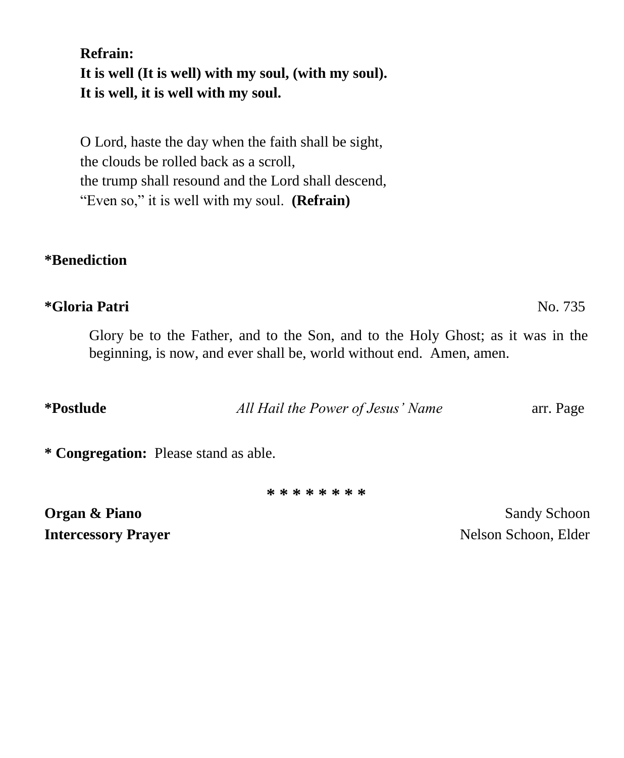**Refrain:**
**It is well (It is well) with my soul, (with my soul).**
**It is well, it is well with my soul.**

O Lord, haste the day when the faith shall be sight,
the clouds be rolled back as a scroll,
the trump shall resound and the Lord shall descend,
"Even so," it is well with my soul. **(Refrain)**

**\*Benediction**

**\*Gloria Patri** No. 735

Glory be to the Father, and to the Son, and to the Holy Ghost; as it was in the beginning, is now, and ever shall be, world without end. Amen, amen.

**\*Postlude** *All Hail the Power of Jesus' Name* arr. Page

**\* Congregation:** Please stand as able.

\* \* \* \* \* \* \* \* \*

**Organ & Piano** Sandy Schoon
**Intercessory Prayer** Nelson Schoon, Elder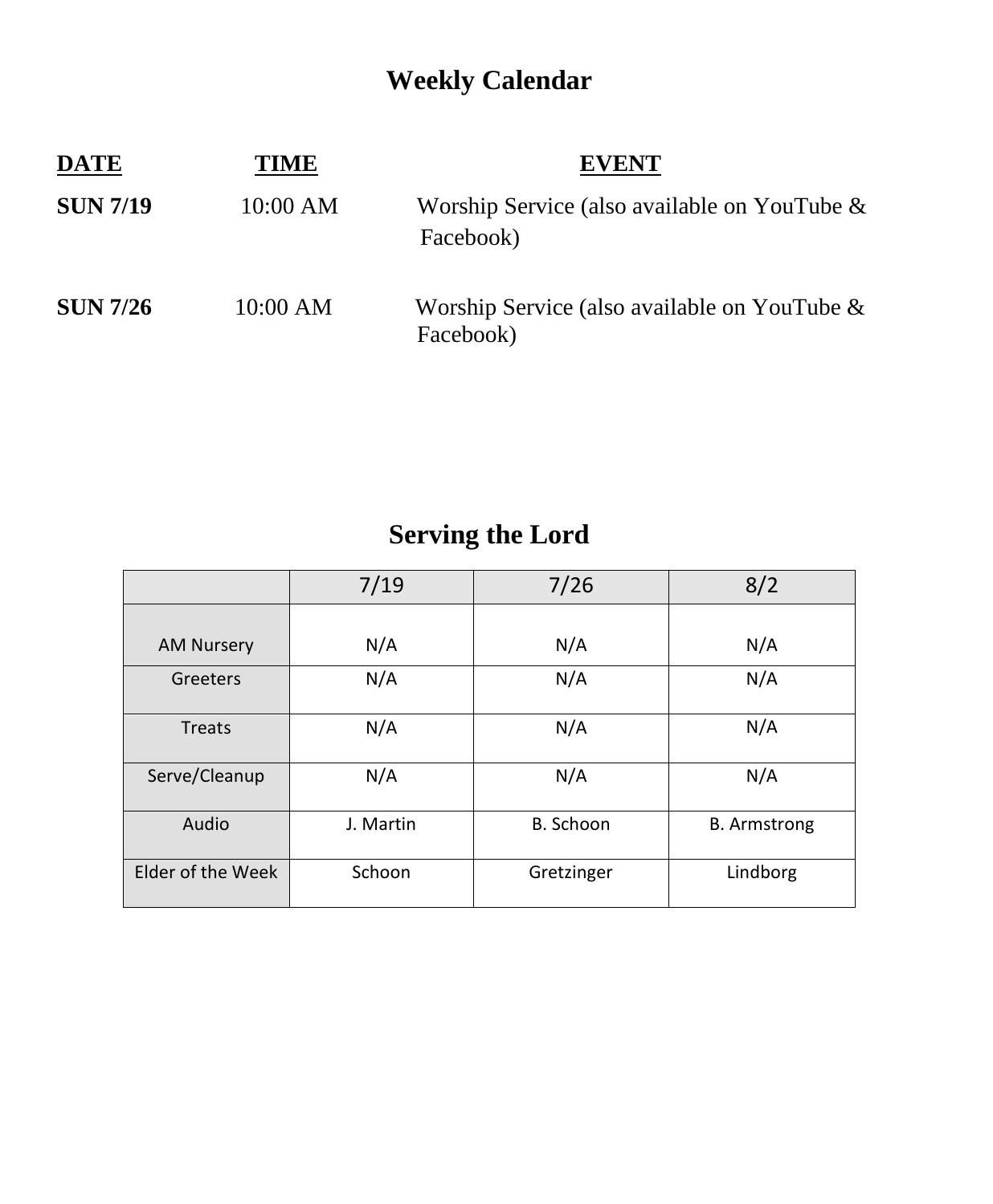# Weekly Calendar

| DATE | TIME | EVENT |
| --- | --- | --- |
| **SUN 7/19** | 10:00 AM | Worship Service (also available on YouTube & Facebook) |
| **SUN 7/26** | 10:00 AM | Worship Service (also available on YouTube & Facebook) |

# Serving the Lord

| | 7/19 | 7/26 | 8/2 |
| --- | --- | --- | --- |
| AM Nursery | N/A | N/A | N/A |
| Greeters | N/A | N/A | N/A |
| Treats | N/A | N/A | N/A |
| Serve/Cleanup | N/A | N/A | N/A |
| Audio | J. Martin | B. Schoon | B. Armstrong |
| Elder of the Week | Schoon | Gretzinger | Lindborg |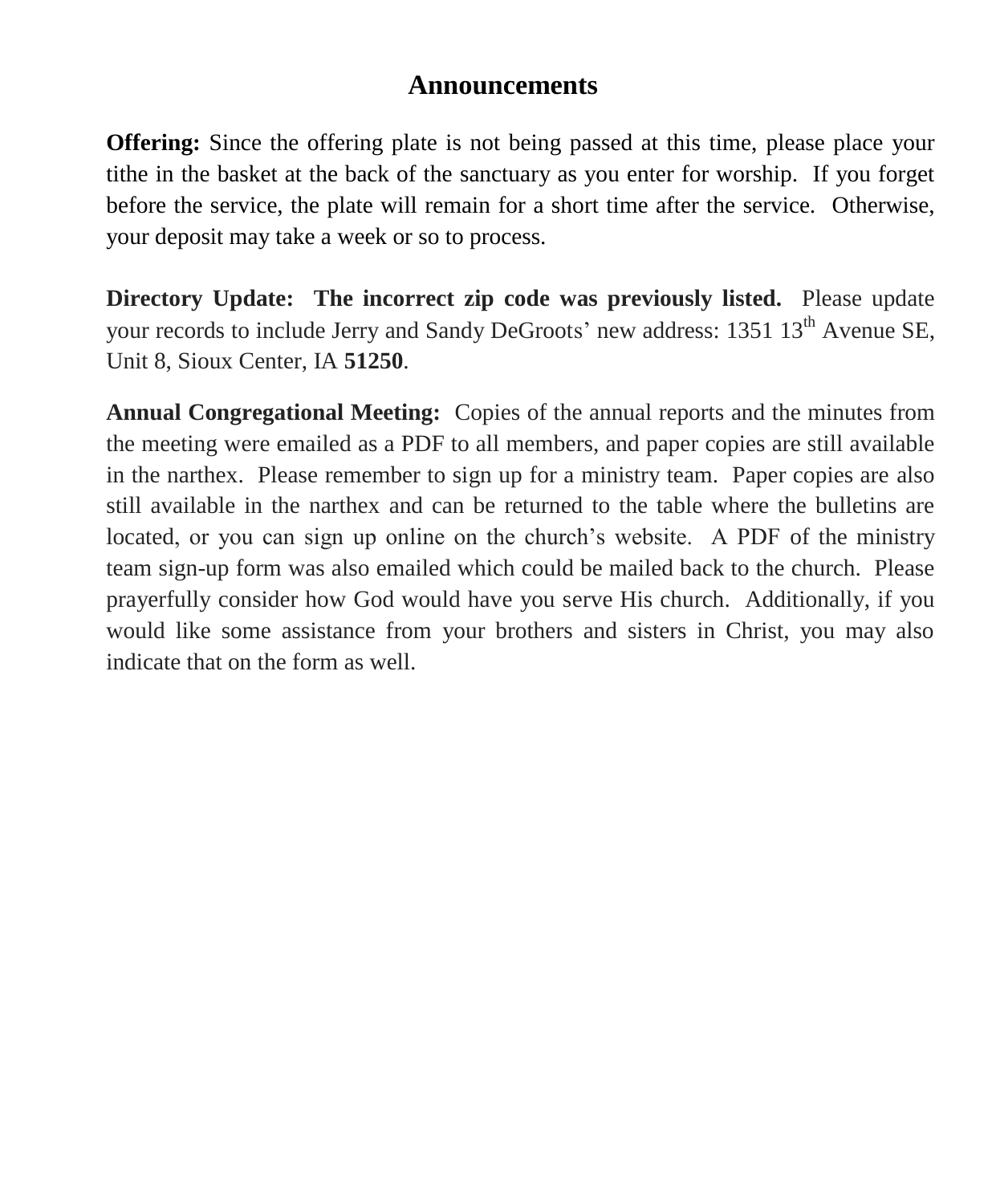# Announcements

**Offering:** Since the offering plate is not being passed at this time, please place your tithe in the basket at the back of the sanctuary as you enter for worship. If you forget before the service, the plate will remain for a short time after the service. Otherwise, your deposit may take a week or so to process.

**Directory Update: The incorrect zip code was previously listed.** Please update your records to include Jerry and Sandy DeGroots' new address: 1351 13th Avenue SE, Unit 8, Sioux Center, IA **51250**.

**Annual Congregational Meeting:** Copies of the annual reports and the minutes from the meeting were emailed as a PDF to all members, and paper copies are still available in the narthex. Please remember to sign up for a ministry team. Paper copies are also still available in the narthex and can be returned to the table where the bulletins are located, or you can sign up online on the church's website. A PDF of the ministry team sign-up form was also emailed which could be mailed back to the church. Please prayerfully consider how God would have you serve His church. Additionally, if you would like some assistance from your brothers and sisters in Christ, you may also indicate that on the form as well.